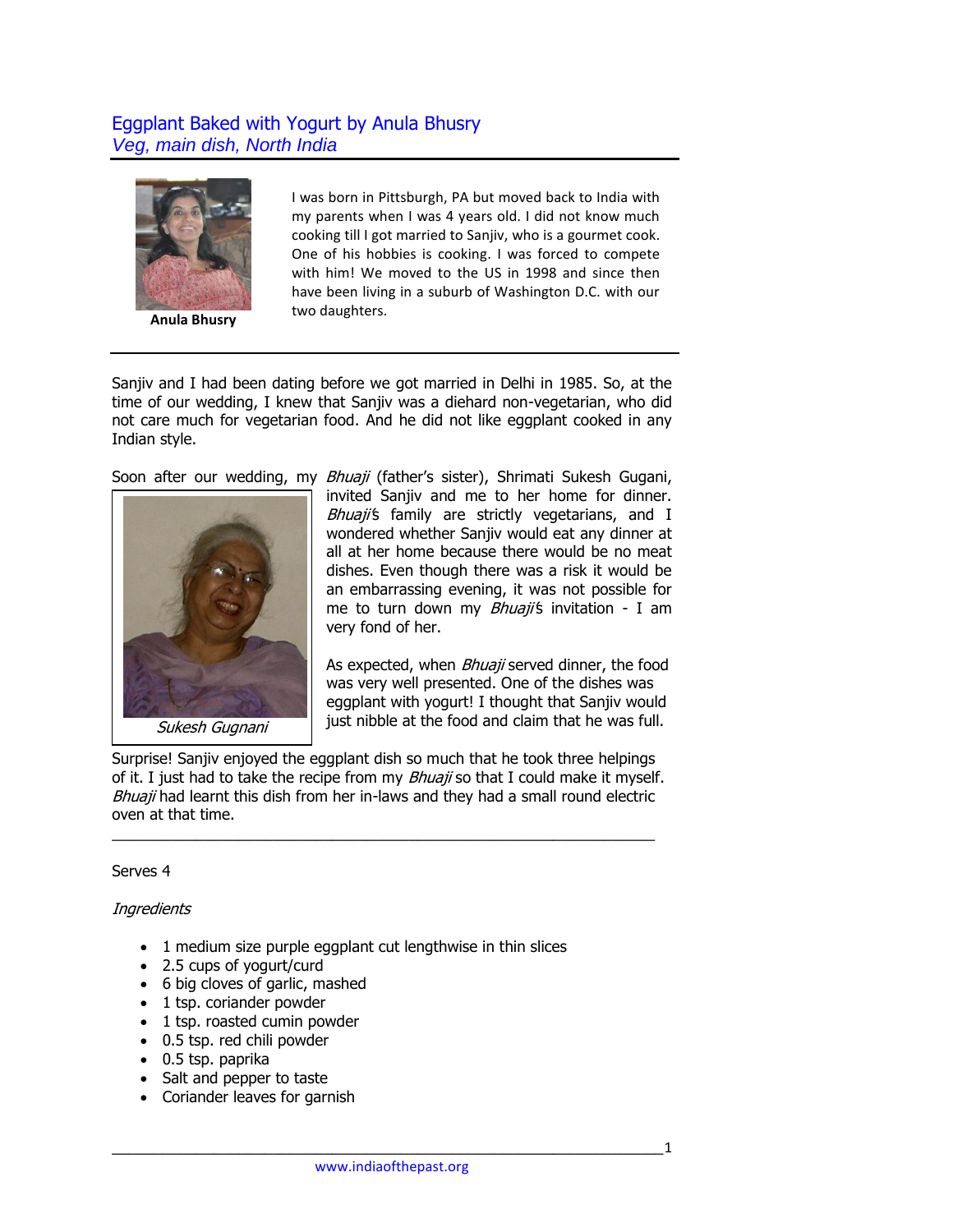# Eggplant Baked with Yogurt by Anula Bhusry
*Veg, main dish, North India*

**Anula Bhusry**

I was born in Pittsburgh, PA but moved back to India with my parents when I was 4 years old. I did not know much cooking till I got married to Sanjiv, who is a gourmet cook. One of his hobbies is cooking. I was forced to compete with him! We moved to the US in 1998 and since then have been living in a suburb of Washington D.C. with our two daughters.

---

Sanjiv and I had been dating before we got married in Delhi in 1985. So, at the time of our wedding, I knew that Sanjiv was a diehard non-vegetarian, who did not care much for vegetarian food. And he did not like eggplant cooked in any Indian style.

Soon after our wedding, my *Bhuaji* (father's sister), Shrimati Sukesh Gugani, invited Sanjiv and me to her home for dinner. *Bhuaji*'s family are strictly vegetarians, and I wondered whether Sanjiv would eat any dinner at all at her home because there would be no meat dishes. Even though there was a risk it would be an embarrassing evening, it was not possible for me to turn down my *Bhuaji*'s invitation - I am very fond of her.

*Sukesh Gugnani*

As expected, when *Bhuaji* served dinner, the food was very well presented. One of the dishes was eggplant with yogurt! I thought that Sanjiv would just nibble at the food and claim that he was full.

Surprise! Sanjiv enjoyed the eggplant dish so much that he took three helpings of it. I just had to take the recipe from my *Bhuaji* so that I could make it myself. *Bhuaji* had learnt this dish from her in-laws and they had a small round electric oven at that time.

---

Serves 4

*Ingredients*

- 1 medium size purple eggplant cut lengthwise in thin slices
- 2.5 cups of yogurt/curd
- 6 big cloves of garlic, mashed
- 1 tsp. coriander powder
- 1 tsp. roasted cumin powder
- 0.5 tsp. red chili powder
- 0.5 tsp. paprika
- Salt and pepper to taste
- Coriander leaves for garnish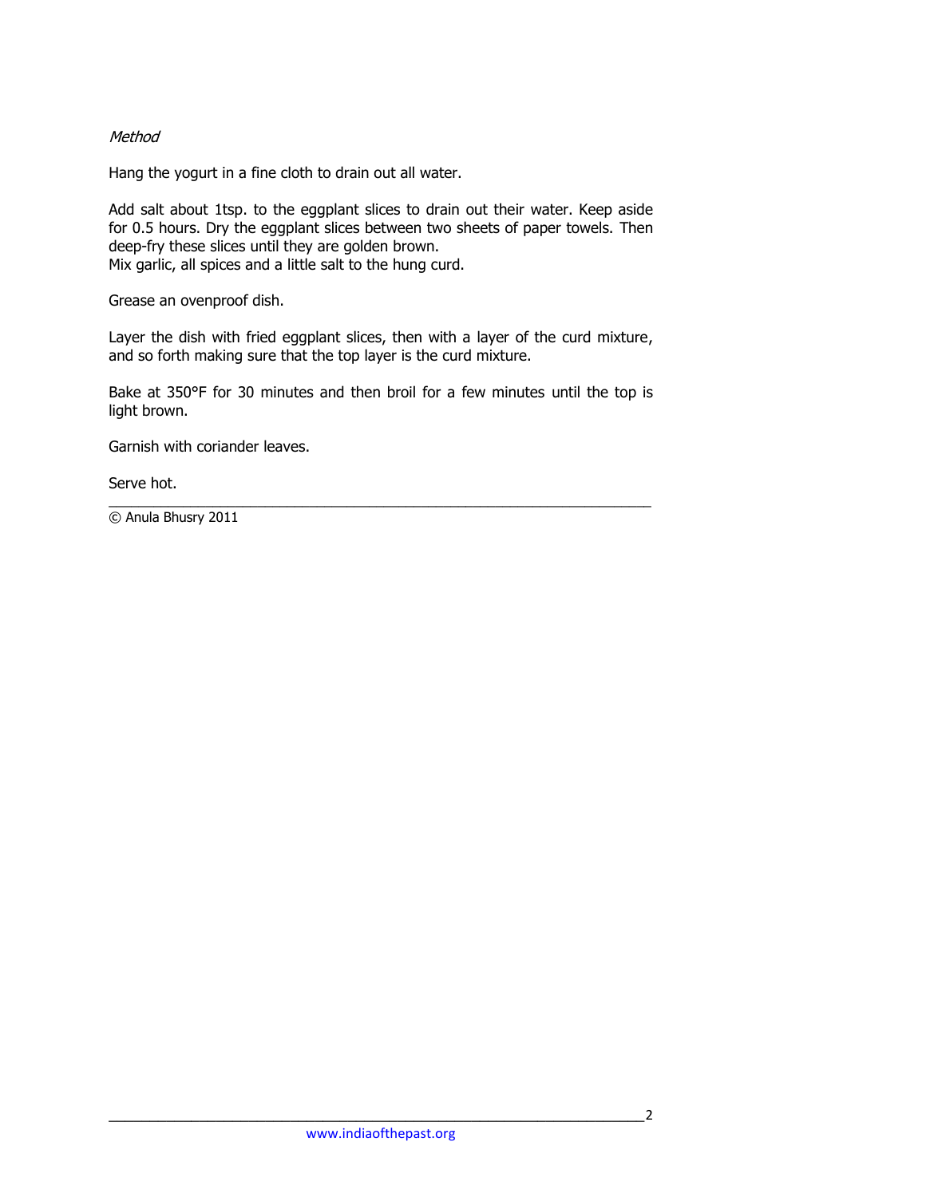*Method*

Hang the yogurt in a fine cloth to drain out all water.

Add salt about 1tsp. to the eggplant slices to drain out their water. Keep aside for 0.5 hours. Dry the eggplant slices between two sheets of paper towels. Then deep-fry these slices until they are golden brown.
Mix garlic, all spices and a little salt to the hung curd.

Grease an ovenproof dish.

Layer the dish with fried eggplant slices, then with a layer of the curd mixture, and so forth making sure that the top layer is the curd mixture.

Bake at 350°F for 30 minutes and then broil for a few minutes until the top is light brown.

Garnish with coriander leaves.

Serve hot.

---

© Anula Bhusry 2011